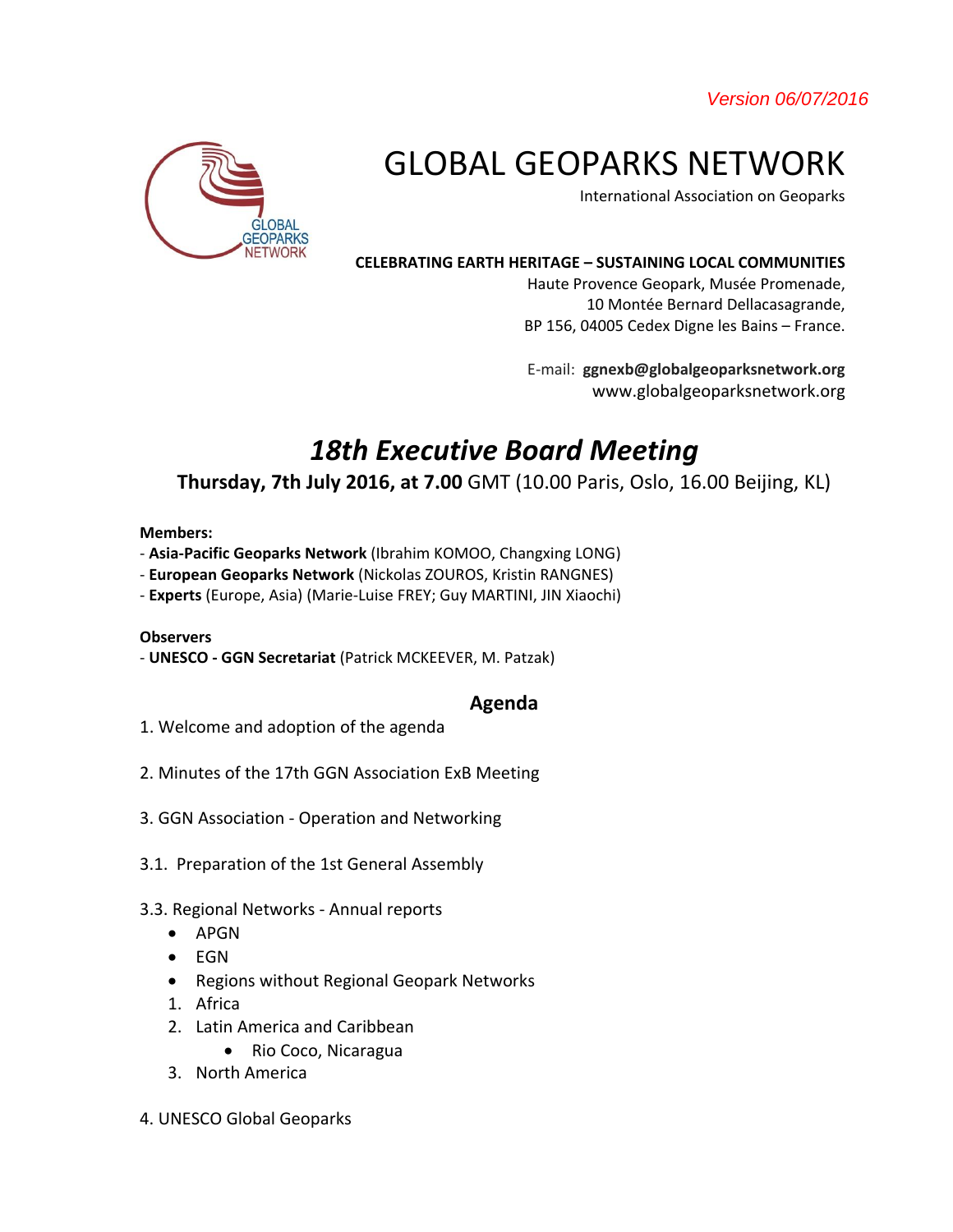*Version 06/07/2016*

# GLOBAL GEOPARKS NETWORK

International Association on Geoparks

**CELEBRATING EARTH HERITAGE – SUSTAINING LOCAL COMMUNITIES**

Haute Provence Geopark, Musée Promenade,
10 Montée Bernard Dellacasagrande,
BP 156, 04005 Cedex Digne les Bains – France.

E-mail: **ggnexb@globalgeoparksnetwork.org**
www.globalgeoparksnetwork.org

## *18th Executive Board Meeting*

**Thursday, 7th July 2016, at 7.00** GMT (10.00 Paris, Oslo, 16.00 Beijing, KL)

**Members:**

- **Asia-Pacific Geoparks Network** (Ibrahim KOMOO, Changxing LONG)
- **European Geoparks Network** (Nickolas ZOUROS, Kristin RANGNES)
- **Experts** (Europe, Asia) (Marie-Luise FREY; Guy MARTINI, JIN Xiaochi)

**Observers**

- **UNESCO - GGN Secretariat** (Patrick MCKEEVER, M. Patzak)

### Agenda

1. Welcome and adoption of the agenda

2. Minutes of the 17th GGN Association ExB Meeting

3. GGN Association - Operation and Networking

3.1. Preparation of the 1st General Assembly

3.3. Regional Networks - Annual reports

- APGN
- EGN
- Regions without Regional Geopark Networks

1. Africa
2. Latin America and Caribbean
    - Rio Coco, Nicaragua
3. North America

4. UNESCO Global Geoparks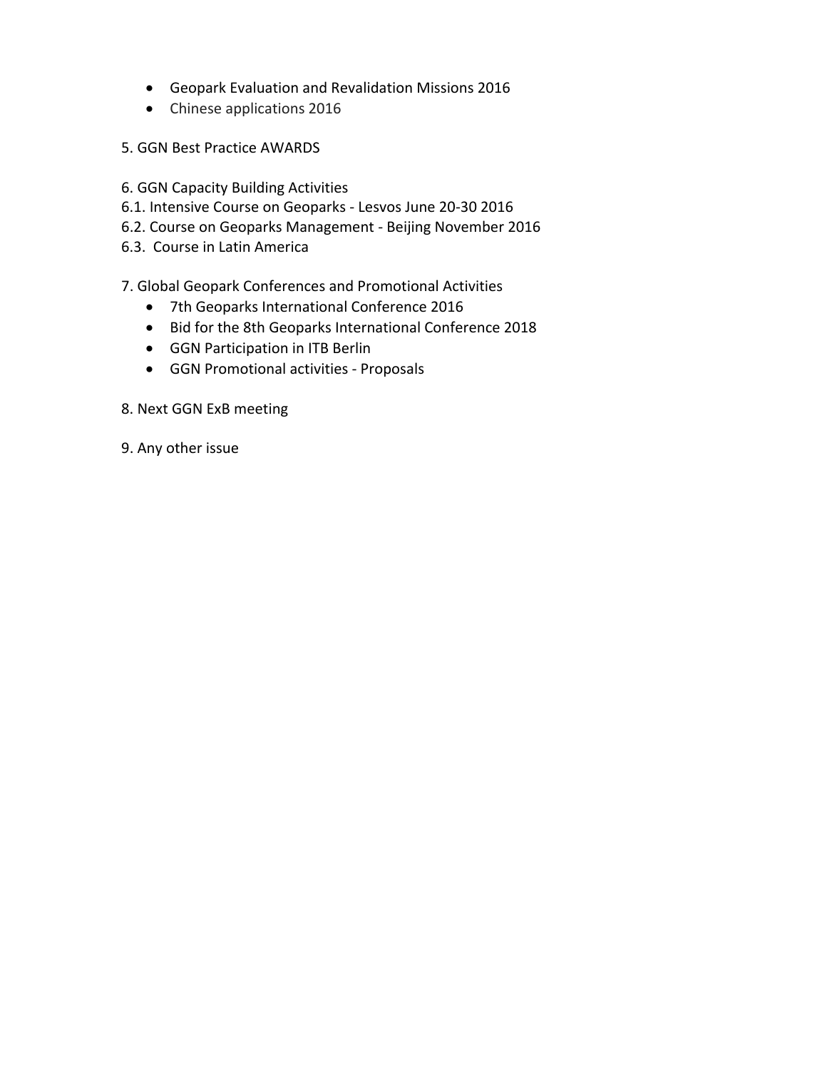- Geopark Evaluation and Revalidation Missions 2016
- Chinese applications 2016

5. GGN Best Practice AWARDS

6. GGN Capacity Building Activities
6.1. Intensive Course on Geoparks - Lesvos June 20-30 2016
6.2. Course on Geoparks Management - Beijing November 2016
6.3. Course in Latin America

7. Global Geopark Conferences and Promotional Activities

- 7th Geoparks International Conference 2016
- Bid for the 8th Geoparks International Conference 2018
- GGN Participation in ITB Berlin
- GGN Promotional activities - Proposals

8. Next GGN ExB meeting

9. Any other issue